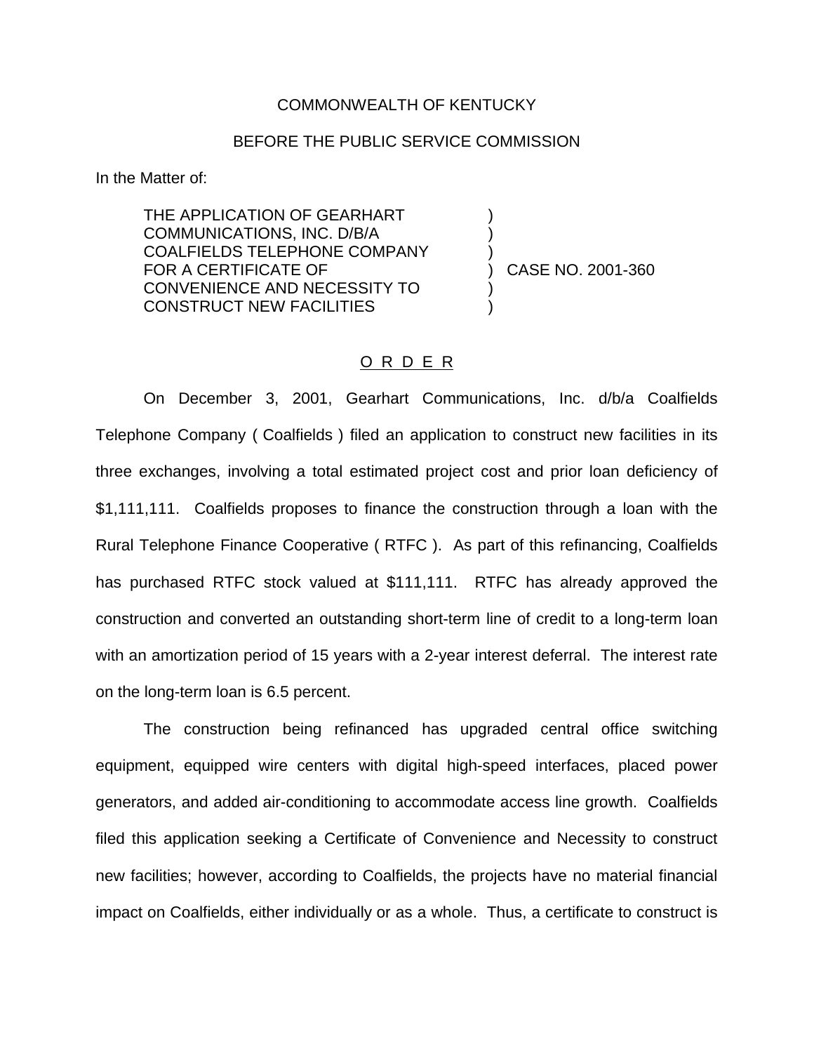COMMONWEALTH OF KENTUCKY

BEFORE THE PUBLIC SERVICE COMMISSION

In the Matter of:

| | | |
|---|---|---|
| THE APPLICATION OF GEARHART COMMUNICATIONS, INC. D/B/A COALFIELDS TELEPHONE COMPANY FOR A CERTIFICATE OF CONVENIENCE AND NECESSITY TO CONSTRUCT NEW FACILITIES | ) | CASE NO. 2001-360 |

O R D E R

On December 3, 2001, Gearhart Communications, Inc. d/b/a Coalfields Telephone Company ( Coalfields ) filed an application to construct new facilities in its three exchanges, involving a total estimated project cost and prior loan deficiency of $1,111,111. Coalfields proposes to finance the construction through a loan with the Rural Telephone Finance Cooperative ( RTFC ). As part of this refinancing, Coalfields has purchased RTFC stock valued at $111,111. RTFC has already approved the construction and converted an outstanding short-term line of credit to a long-term loan with an amortization period of 15 years with a 2-year interest deferral. The interest rate on the long-term loan is 6.5 percent.

The construction being refinanced has upgraded central office switching equipment, equipped wire centers with digital high-speed interfaces, placed power generators, and added air-conditioning to accommodate access line growth. Coalfields filed this application seeking a Certificate of Convenience and Necessity to construct new facilities; however, according to Coalfields, the projects have no material financial impact on Coalfields, either individually or as a whole. Thus, a certificate to construct is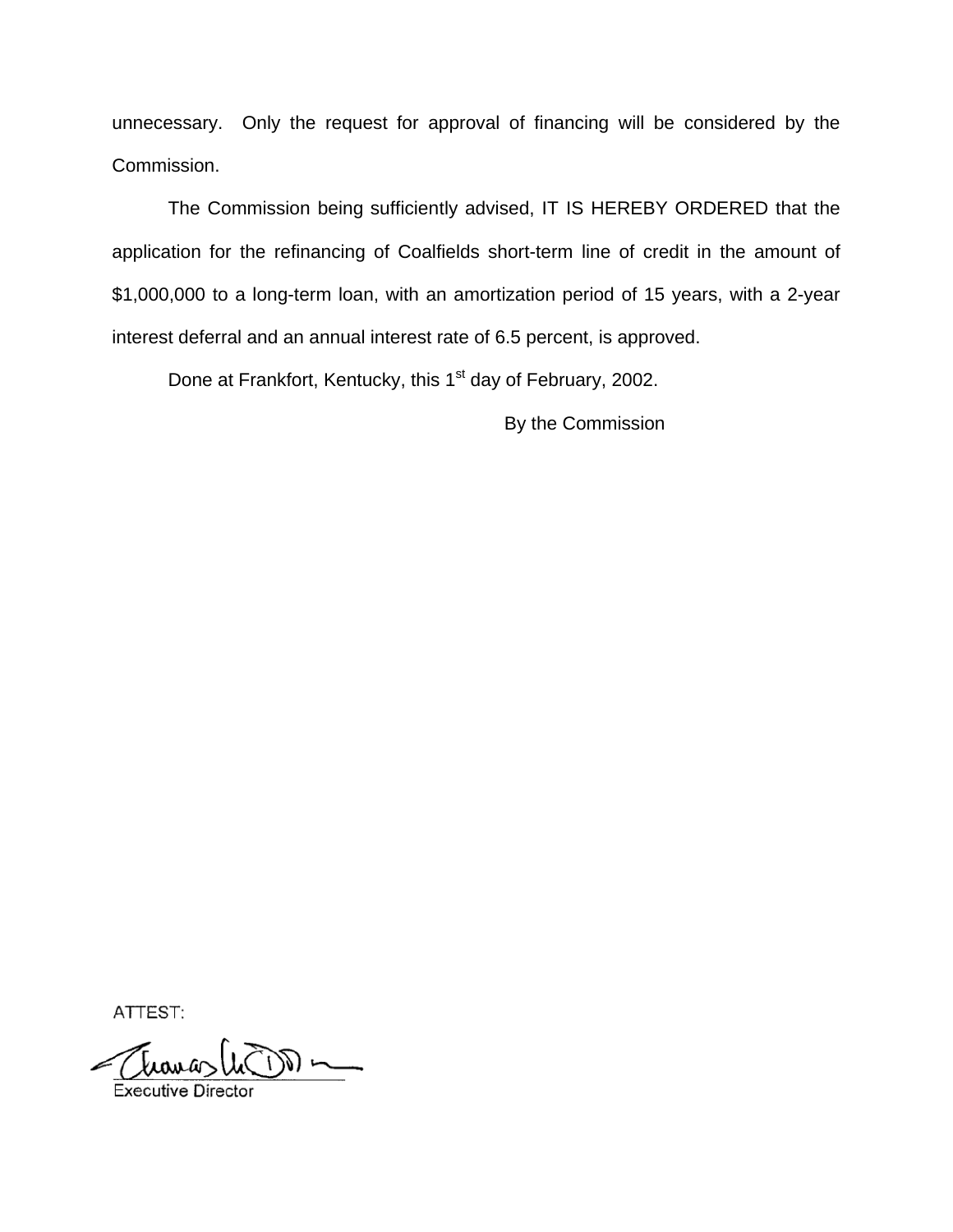unnecessary. Only the request for approval of financing will be considered by the Commission.

The Commission being sufficiently advised, IT IS HEREBY ORDERED that the application for the refinancing of Coalfields short-term line of credit in the amount of $1,000,000 to a long-term loan, with an amortization period of 15 years, with a 2-year interest deferral and an annual interest rate of 6.5 percent, is approved.

Done at Frankfort, Kentucky, this 1st day of February, 2002.

By the Commission

ATTEST:

Executive Director